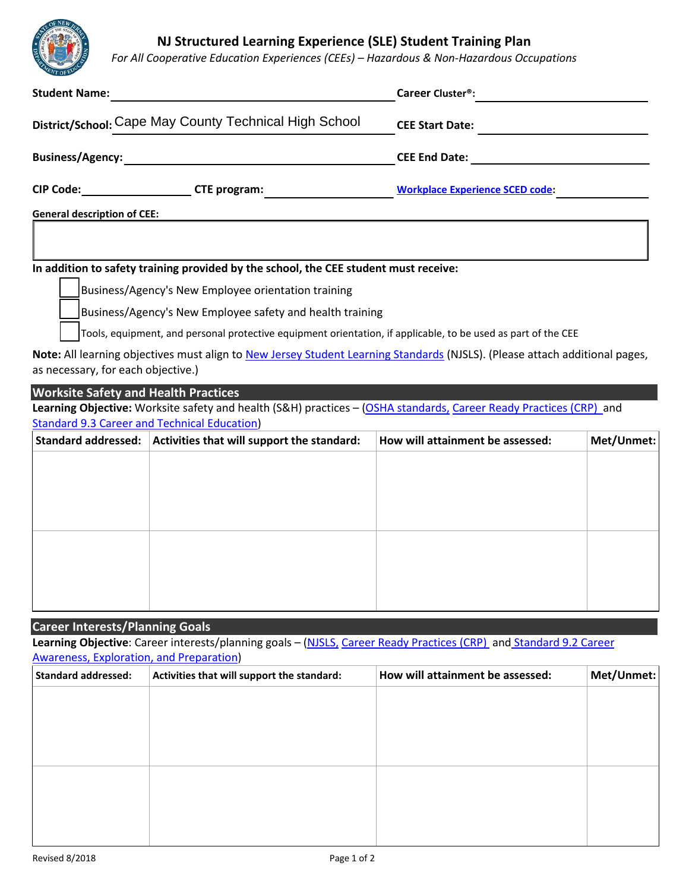# NJ Structured Learning Experience (SLE) Student Training Plan

*For All Cooperative Education Experiences (CEEs) – Hazardous & Non-Hazardous Occupations*

**Student Name:** ____________________ **Career Cluster®:** ____________________

**District/School:** Cape May County Technical High School **CEE Start Date:** ____________________

**Business/Agency:** ____________________ **CEE End Date:** ____________________

**CIP Code:** __________ **CTE program:** __________ **Workplace Experience SCED code:** __________

**General description of CEE:**

**In addition to safety training provided by the school, the CEE student must receive:**

- [ ] Business/Agency's New Employee orientation training
- [ ] Business/Agency's New Employee safety and health training
- [ ] Tools, equipment, and personal protective equipment orientation, if applicable, to be used as part of the CEE

**Note:** All learning objectives must align to New Jersey Student Learning Standards (NJSLS). (Please attach additional pages, as necessary, for each objective.)

## Worksite Safety and Health Practices

**Learning Objective:** Worksite safety and health (S&H) practices – (OSHA standards, Career Ready Practices (CRP) and Standard 9.3 Career and Technical Education)

| Standard addressed: | Activities that will support the standard: | How will attainment be assessed: | Met/Unmet: |
|---|---|---|---|
| | | | |
| | | | |

## Career Interests/Planning Goals

**Learning Objective**: Career interests/planning goals – (NJSLS, Career Ready Practices (CRP) and Standard 9.2 Career Awareness, Exploration, and Preparation)

| Standard addressed: | Activities that will support the standard: | How will attainment be assessed: | Met/Unmet: |
|---|---|---|---|
| | | | |
| | | | |

Revised 8/2018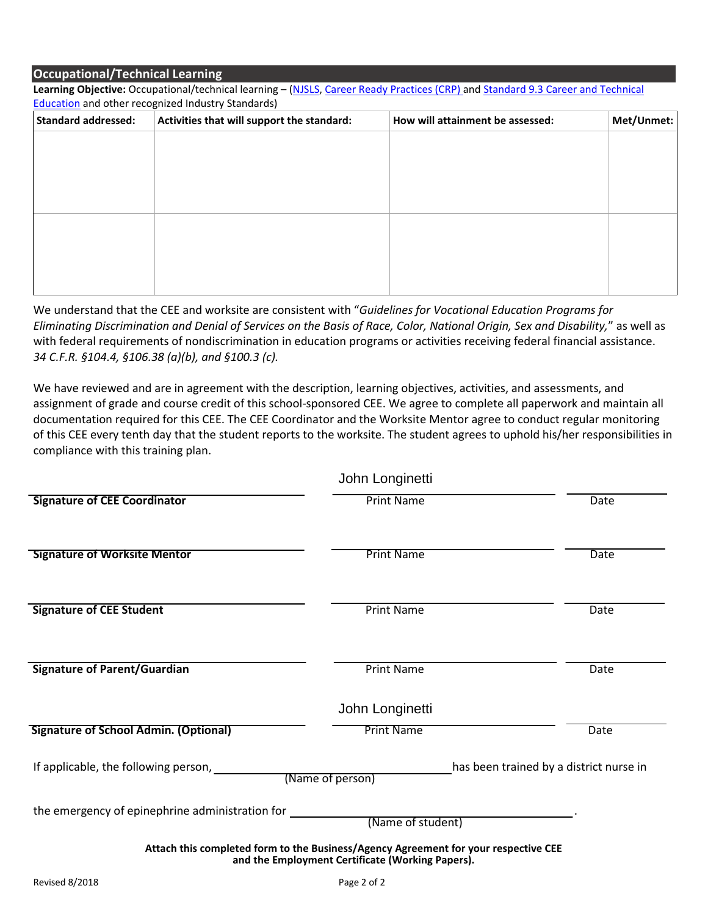## Occupational/Technical Learning

**Learning Objective:** Occupational/technical learning – (NJSLS, Career Ready Practices (CRP) and Standard 9.3 Career and Technical Education and other recognized Industry Standards)

| Standard addressed: | Activities that will support the standard: | How will attainment be assessed: | Met/Unmet: |
|---|---|---|---|
| | | | |
| | | | |

We understand that the CEE and worksite are consistent with "*Guidelines for Vocational Education Programs for Eliminating Discrimination and Denial of Services on the Basis of Race, Color, National Origin, Sex and Disability,*" as well as with federal requirements of nondiscrimination in education programs or activities receiving federal financial assistance. *34 C.F.R. §104.4, §106.38 (a)(b), and §100.3 (c).*

We have reviewed and are in agreement with the description, learning objectives, activities, and assessments, and assignment of grade and course credit of this school-sponsored CEE. We agree to complete all paperwork and maintain all documentation required for this CEE. The CEE Coordinator and the Worksite Mentor agree to conduct regular monitoring of this CEE every tenth day that the student reports to the worksite. The student agrees to uphold his/her responsibilities in compliance with this training plan.

| Signature | Print Name | Date |
|---|---|---|
| **Signature of CEE Coordinator** | John Longinetti | |
| **Signature of Worksite Mentor** | | |
| **Signature of CEE Student** | | |
| **Signature of Parent/Guardian** | | |
| **Signature of School Admin. (Optional)** | John Longinetti | |

If applicable, the following person, ______________________ (Name of person) has been trained by a district nurse in the emergency of epinephrine administration for ______________________ (Name of student).

**Attach this completed form to the Business/Agency Agreement for your respective CEE and the Employment Certificate (Working Papers).**

Revised 8/2018